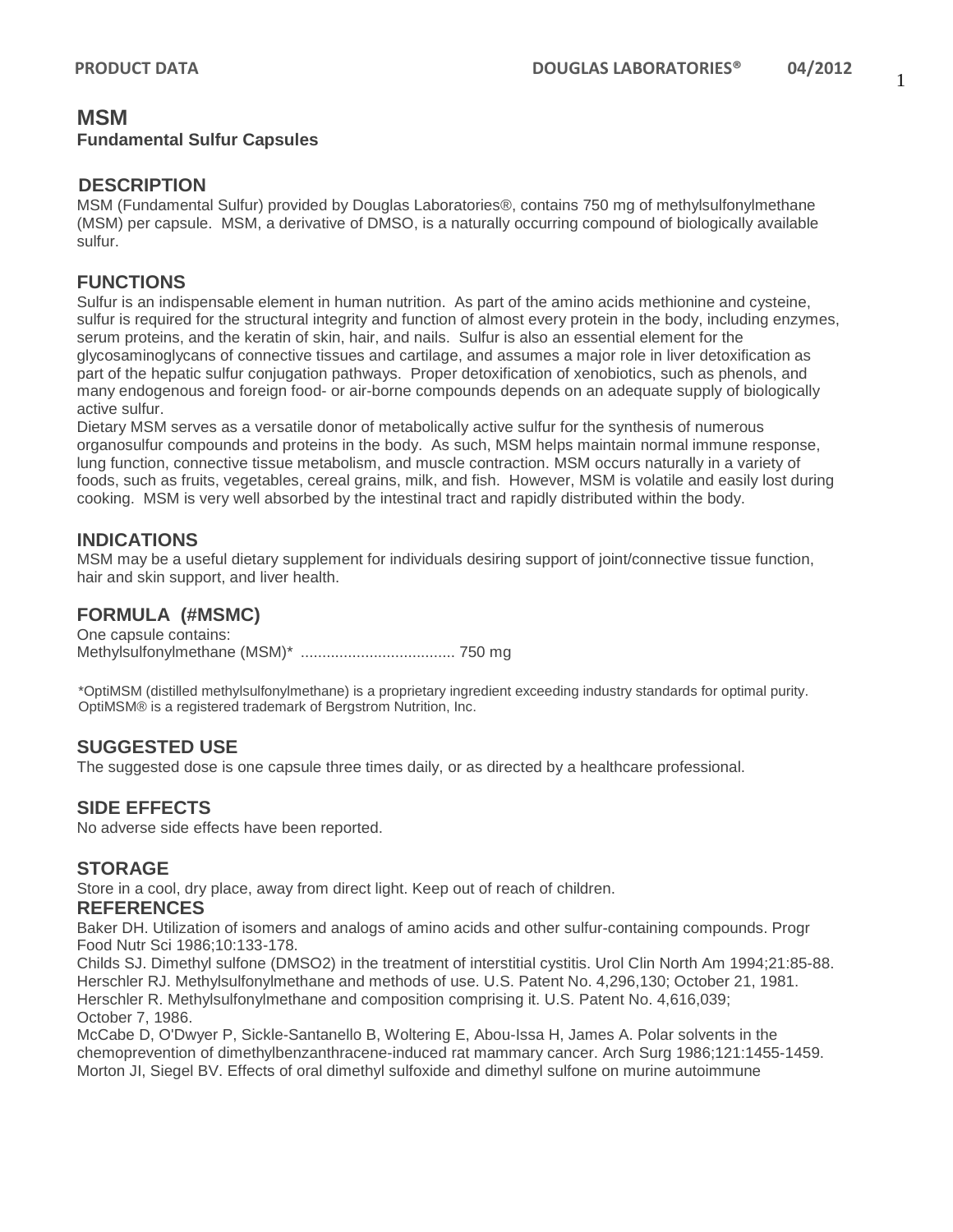# MSM

**Fundamental Sulfur Capsules**

## DESCRIPTION

MSM (Fundamental Sulfur) provided by Douglas Laboratories®, contains 750 mg of methylsulfonylmethane (MSM) per capsule. MSM, a derivative of DMSO, is a naturally occurring compound of biologically available sulfur.

## FUNCTIONS

Sulfur is an indispensable element in human nutrition. As part of the amino acids methionine and cysteine, sulfur is required for the structural integrity and function of almost every protein in the body, including enzymes, serum proteins, and the keratin of skin, hair, and nails. Sulfur is also an essential element for the glycosaminoglycans of connective tissues and cartilage, and assumes a major role in liver detoxification as part of the hepatic sulfur conjugation pathways. Proper detoxification of xenobiotics, such as phenols, and many endogenous and foreign food- or air-borne compounds depends on an adequate supply of biologically active sulfur.

Dietary MSM serves as a versatile donor of metabolically active sulfur for the synthesis of numerous organosulfur compounds and proteins in the body. As such, MSM helps maintain normal immune response, lung function, connective tissue metabolism, and muscle contraction. MSM occurs naturally in a variety of foods, such as fruits, vegetables, cereal grains, milk, and fish. However, MSM is volatile and easily lost during cooking. MSM is very well absorbed by the intestinal tract and rapidly distributed within the body.

## INDICATIONS

MSM may be a useful dietary supplement for individuals desiring support of joint/connective tissue function, hair and skin support, and liver health.

## FORMULA (#MSMC)

One capsule contains:
Methylsulfonylmethane (MSM)* .................................... 750 mg

*OptiMSM (distilled methylsulfonylmethane) is a proprietary ingredient exceeding industry standards for optimal purity. OptiMSM® is a registered trademark of Bergstrom Nutrition, Inc.

## SUGGESTED USE

The suggested dose is one capsule three times daily, or as directed by a healthcare professional.

## SIDE EFFECTS

No adverse side effects have been reported.

## STORAGE

Store in a cool, dry place, away from direct light. Keep out of reach of children.

## REFERENCES

Baker DH. Utilization of isomers and analogs of amino acids and other sulfur-containing compounds. Progr Food Nutr Sci 1986;10:133-178.

Childs SJ. Dimethyl sulfone (DMSO2) in the treatment of interstitial cystitis. Urol Clin North Am 1994;21:85-88.

Herschler RJ. Methylsulfonylmethane and methods of use. U.S. Patent No. 4,296,130; October 21, 1981.

Herschler R. Methylsulfonylmethane and composition comprising it. U.S. Patent No. 4,616,039; October 7, 1986.

McCabe D, O'Dwyer P, Sickle-Santanello B, Woltering E, Abou-Issa H, James A. Polar solvents in the chemoprevention of dimethylbenzanthracene-induced rat mammary cancer. Arch Surg 1986;121:1455-1459.

Morton JI, Siegel BV. Effects of oral dimethyl sulfoxide and dimethyl sulfone on murine autoimmune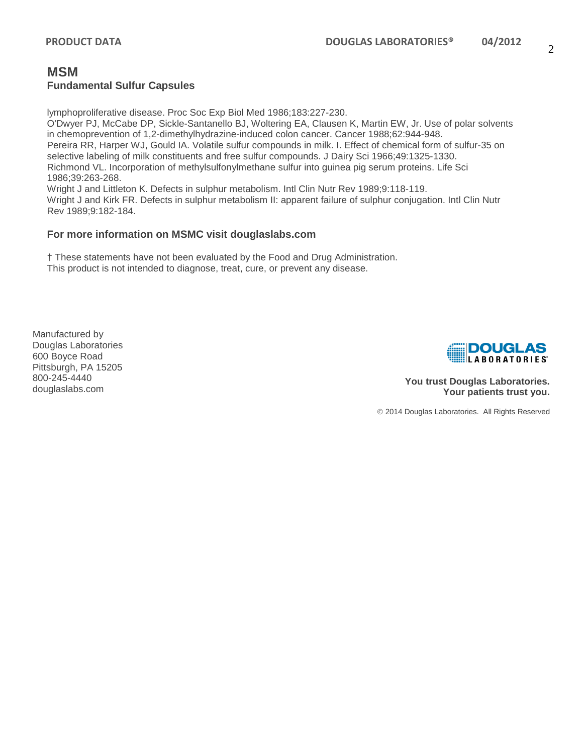lymphoproliferative disease. Proc Soc Exp Biol Med 1986;183:227-230.

O'Dwyer PJ, McCabe DP, Sickle-Santanello BJ, Woltering EA, Clausen K, Martin EW, Jr. Use of polar solvents in chemoprevention of 1,2-dimethylhydrazine-induced colon cancer. Cancer 1988;62:944-948.

Pereira RR, Harper WJ, Gould IA. Volatile sulfur compounds in milk. I. Effect of chemical form of sulfur-35 on selective labeling of milk constituents and free sulfur compounds. J Dairy Sci 1966;49:1325-1330.

Richmond VL. Incorporation of methylsulfonylmethane sulfur into guinea pig serum proteins. Life Sci 1986;39:263-268.

Wright J and Littleton K. Defects in sulphur metabolism. Intl Clin Nutr Rev 1989;9:118-119.

Wright J and Kirk FR. Defects in sulphur metabolism II: apparent failure of sulphur conjugation. Intl Clin Nutr Rev 1989;9:182-184.

**For more information on MSMC visit douglaslabs.com**

† These statements have not been evaluated by the Food and Drug Administration.
This product is not intended to diagnose, treat, cure, or prevent any disease.

Manufactured by
Douglas Laboratories
600 Boyce Road
Pittsburgh, PA 15205
800-245-4440
douglaslabs.com

DOUGLAS LABORATORIES

**You trust Douglas Laboratories.**
**Your patients trust you.**

© 2014 Douglas Laboratories. All Rights Reserved